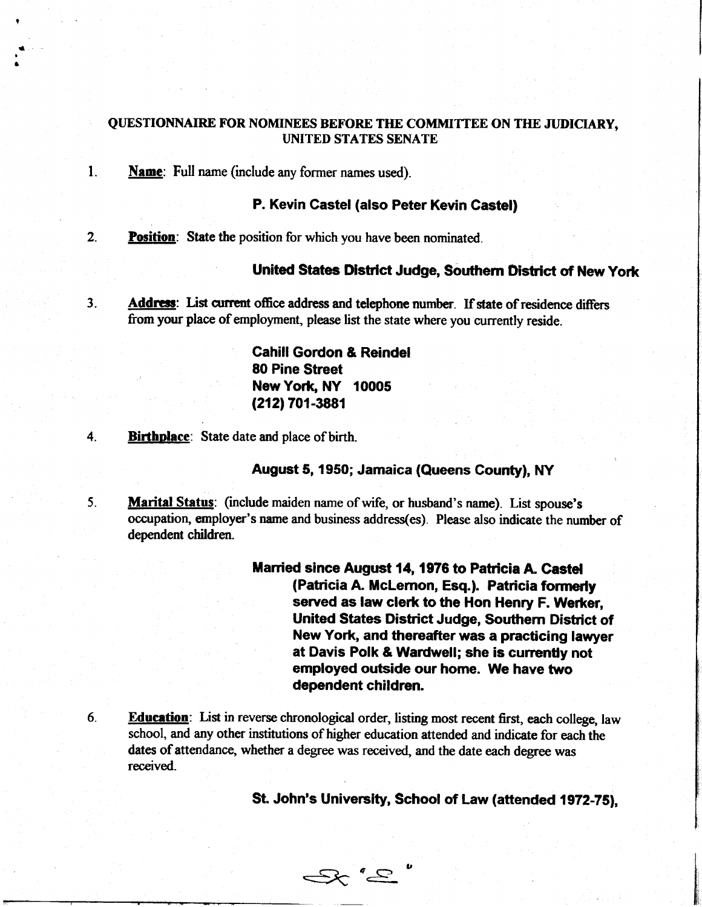## QUESTIONNAIRE FOR NOMINEES BEFORE THE COMMITTEE ON THE JUDICIARY, UNITED STATES SENATE

1. **Name**: Full name (include any former names used).

   **P. Kevin Castel (also Peter Kevin Castel)**

2. **Position**: State the position for which you have been nominated.

   **United States District Judge, Southern District of New York**

3. **Address**: List current office address and telephone number. If state of residence differs from your place of employment, please list the state where you currently reside.

   **Cahill Gordon & Reindel**
   **80 Pine Street**
   **New York, NY 10005**
   **(212) 701-3881**

4. **Birthplace**: State date and place of birth.

   **August 5, 1950; Jamaica (Queens County), NY**

5. **Marital Status**: (include maiden name of wife, or husband's name). List spouse's occupation, employer's name and business address(es). Please also indicate the number of dependent children.

   **Married since August 14, 1976 to Patricia A. Castel (Patricia A. McLernon, Esq.). Patricia formerly served as law clerk to the Hon Henry F. Werker, United States District Judge, Southern District of New York, and thereafter was a practicing lawyer at Davis Polk & Wardwell; she is currently not employed outside our home. We have two dependent children.**

6. **Education**: List in reverse chronological order, listing most recent first, each college, law school, and any other institutions of higher education attended and indicate for each the dates of attendance, whether a degree was received, and the date each degree was received.

   **St. John's University, School of Law (attended 1972-75),**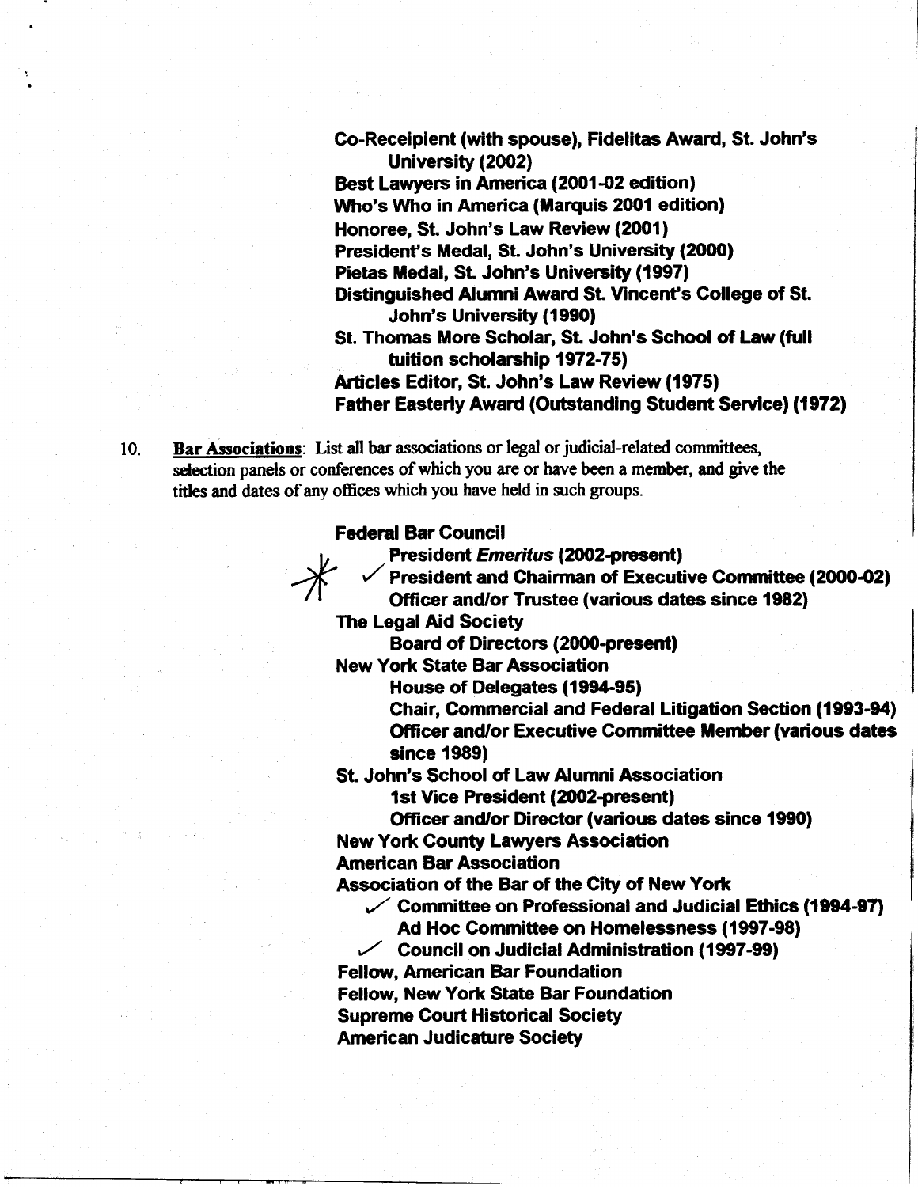**Co-Receipient (with spouse), Fidelitas Award, St. John's University (2002)**
**Best Lawyers in America (2001-02 edition)**
**Who's Who in America (Marquis 2001 edition)**
**Honoree, St. John's Law Review (2001)**
**President's Medal, St. John's University (2000)**
**Pietas Medal, St. John's University (1997)**
**Distinguished Alumni Award St. Vincent's College of St. John's University (1990)**
**St. Thomas More Scholar, St. John's School of Law (full tuition scholarship 1972-75)**
**Articles Editor, St. John's Law Review (1975)**
**Father Easterly Award (Outstanding Student Service) (1972)**

10. **Bar Associations**: List all bar associations or legal or judicial-related committees, selection panels or conferences of which you are or have been a member, and give the titles and dates of any offices which you have held in such groups.

**Federal Bar Council**
- **President *Emeritus* (2002-present)**
- **President and Chairman of Executive Committee (2000-02)**
- **Officer and/or Trustee (various dates since 1982)**

**The Legal Aid Society**
- **Board of Directors (2000-present)**

**New York State Bar Association**
- **House of Delegates (1994-95)**
- **Chair, Commercial and Federal Litigation Section (1993-94)**
- **Officer and/or Executive Committee Member (various dates since 1989)**

**St. John's School of Law Alumni Association**
- **1st Vice President (2002-present)**
- **Officer and/or Director (various dates since 1990)**

**New York County Lawyers Association**

**American Bar Association**

**Association of the Bar of the City of New York**
- **Committee on Professional and Judicial Ethics (1994-97)**
- **Ad Hoc Committee on Homelessness (1997-98)**
- **Council on Judicial Administration (1997-99)**

**Fellow, American Bar Foundation**

**Fellow, New York State Bar Foundation**

**Supreme Court Historical Society**

**American Judicature Society**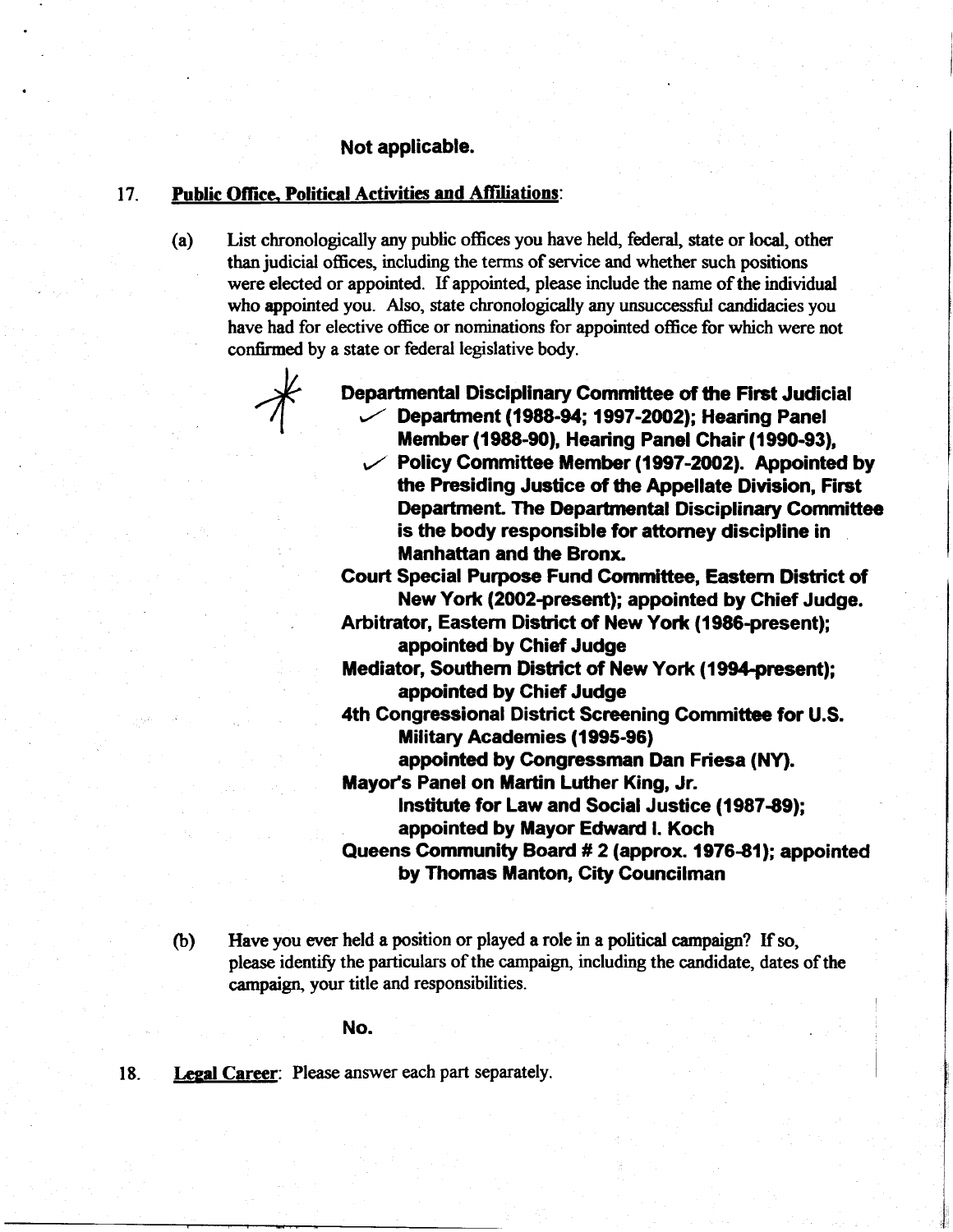**Not applicable.**

17. **Public Office, Political Activities and Affiliations**:

    (a) List chronologically any public offices you have held, federal, state or local, other than judicial offices, including the terms of service and whether such positions were elected or appointed. If appointed, please include the name of the individual who appointed you. Also, state chronologically any unsuccessful candidacies you have had for elective office or nominations for appointed office for which were not confirmed by a state or federal legislative body.

    **Departmental Disciplinary Committee of the First Judicial Department (1988-94; 1997-2002); Hearing Panel Member (1988-90), Hearing Panel Chair (1990-93), Policy Committee Member (1997-2002). Appointed by the Presiding Justice of the Appellate Division, First Department. The Departmental Disciplinary Committee is the body responsible for attorney discipline in Manhattan and the Bronx.**

    **Court Special Purpose Fund Committee, Eastern District of New York (2002-present); appointed by Chief Judge.**

    **Arbitrator, Eastern District of New York (1986-present); appointed by Chief Judge**

    **Mediator, Southern District of New York (1994-present); appointed by Chief Judge**

    **4th Congressional District Screening Committee for U.S. Military Academies (1995-96) appointed by Congressman Dan Friesa (NY).**

    **Mayor's Panel on Martin Luther King, Jr. Institute for Law and Social Justice (1987-89); appointed by Mayor Edward I. Koch**

    **Queens Community Board # 2 (approx. 1976-81); appointed by Thomas Manton, City Councilman**

    (b) Have you ever held a position or played a role in a political campaign? If so, please identify the particulars of the campaign, including the candidate, dates of the campaign, your title and responsibilities.

    **No.**

18. **Legal Career**: Please answer each part separately.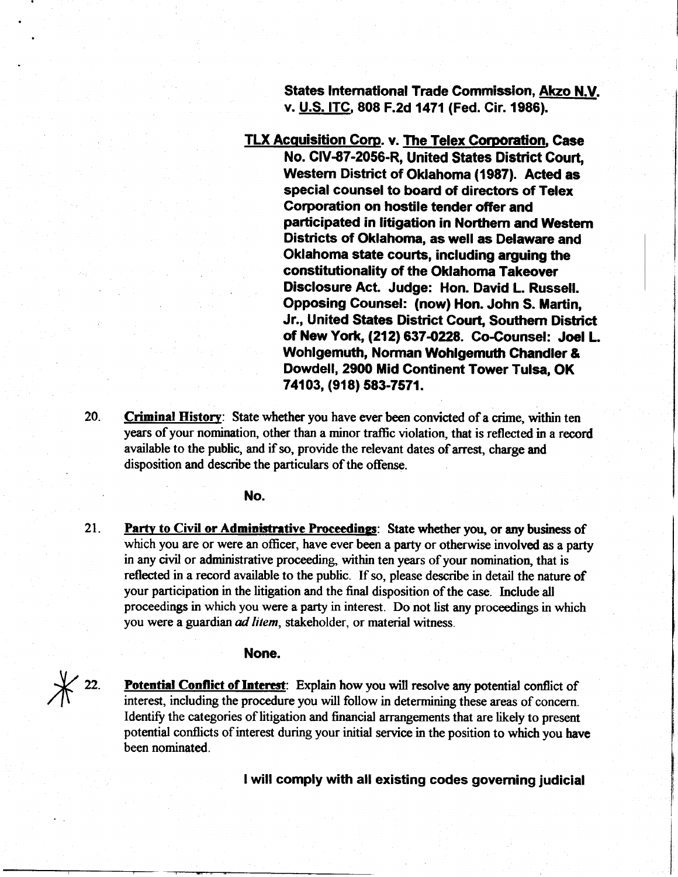**States International Trade Commission, Akzo N.V. v. U.S. ITC, 808 F.2d 1471 (Fed. Cir. 1986).**

**TLX Acquisition Corp. v. The Telex Corporation, Case No. CIV-87-2056-R, United States District Court, Western District of Oklahoma (1987). Acted as special counsel to board of directors of Telex Corporation on hostile tender offer and participated in litigation in Northern and Western Districts of Oklahoma, as well as Delaware and Oklahoma state courts, including arguing the constitutionality of the Oklahoma Takeover Disclosure Act. Judge: Hon. David L. Russell. Opposing Counsel: (now) Hon. John S. Martin, Jr., United States District Court, Southern District of New York, (212) 637-0228. Co-Counsel: Joel L. Wohlgemuth, Norman Wohlgemuth Chandler & Dowdell, 2900 Mid Continent Tower Tulsa, OK 74103, (918) 583-7571.**

20. **Criminal History**: State whether you have ever been convicted of a crime, within ten years of your nomination, other than a minor traffic violation, that is reflected in a record available to the public, and if so, provide the relevant dates of arrest, charge and disposition and describe the particulars of the offense.

    **No.**

21. **Party to Civil or Administrative Proceedings**: State whether you, or any business of which you are or were an officer, have ever been a party or otherwise involved as a party in any civil or administrative proceeding, within ten years of your nomination, that is reflected in a record available to the public. If so, please describe in detail the nature of your participation in the litigation and the final disposition of the case. Include all proceedings in which you were a party in interest. Do not list any proceedings in which you were a guardian *ad litem*, stakeholder, or material witness.

    **None.**

22. **Potential Conflict of Interest**: Explain how you will resolve any potential conflict of interest, including the procedure you will follow in determining these areas of concern. Identify the categories of litigation and financial arrangements that are likely to present potential conflicts of interest during your initial service in the position to which you have been nominated.

    **I will comply with all existing codes governing judicial**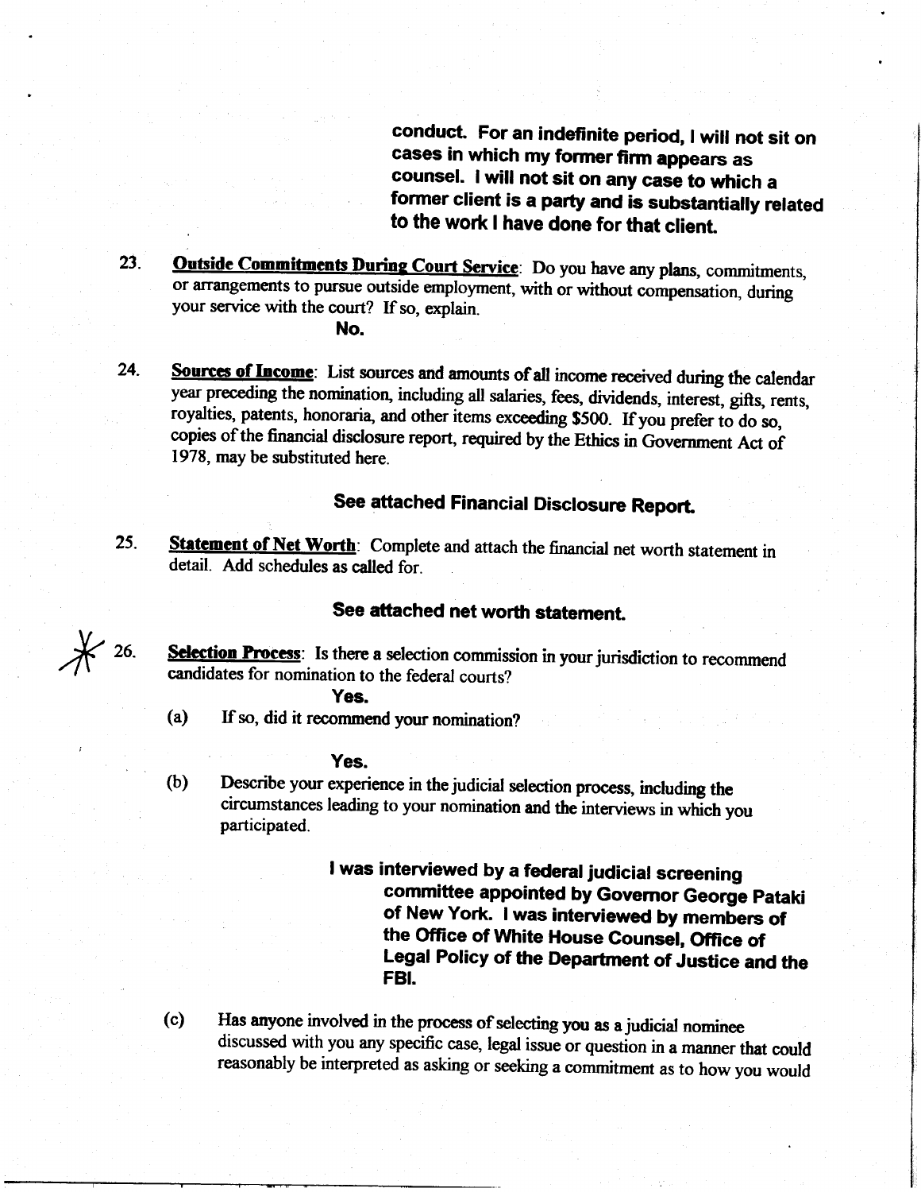**conduct. For an indefinite period, I will not sit on cases in which my former firm appears as counsel. I will not sit on any case to which a former client is a party and is substantially related to the work I have done for that client.**

23. **Outside Commitments During Court Service**: Do you have any plans, commitments, or arrangements to pursue outside employment, with or without compensation, during your service with the court? If so, explain.

    **No.**

24. **Sources of Income**: List sources and amounts of all income received during the calendar year preceding the nomination, including all salaries, fees, dividends, interest, gifts, rents, royalties, patents, honoraria, and other items exceeding $500. If you prefer to do so, copies of the financial disclosure report, required by the Ethics in Government Act of 1978, may be substituted here.

    **See attached Financial Disclosure Report.**

25. **Statement of Net Worth**: Complete and attach the financial net worth statement in detail. Add schedules as called for.

    **See attached net worth statement.**

26. **Selection Process**: Is there a selection commission in your jurisdiction to recommend candidates for nomination to the federal courts?

    **Yes.**

    (a) If so, did it recommend your nomination?

    **Yes.**

    (b) Describe your experience in the judicial selection process, including the circumstances leading to your nomination and the interviews in which you participated.

    **I was interviewed by a federal judicial screening committee appointed by Governor George Pataki of New York. I was interviewed by members of the Office of White House Counsel, Office of Legal Policy of the Department of Justice and the FBI.**

    (c) Has anyone involved in the process of selecting you as a judicial nominee discussed with you any specific case, legal issue or question in a manner that could reasonably be interpreted as asking or seeking a commitment as to how you would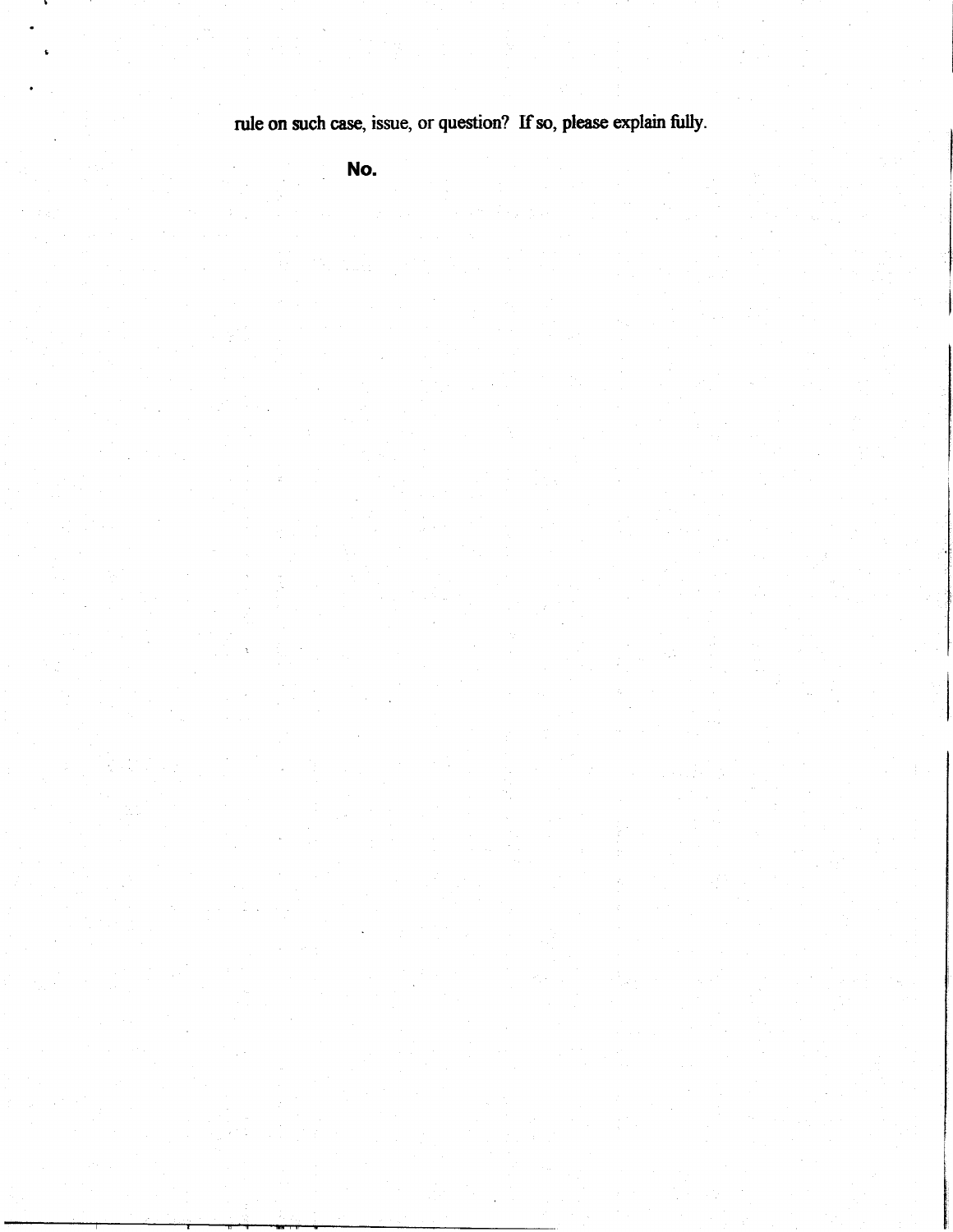rule on such case, issue, or question? If so, please explain fully.

**No.**